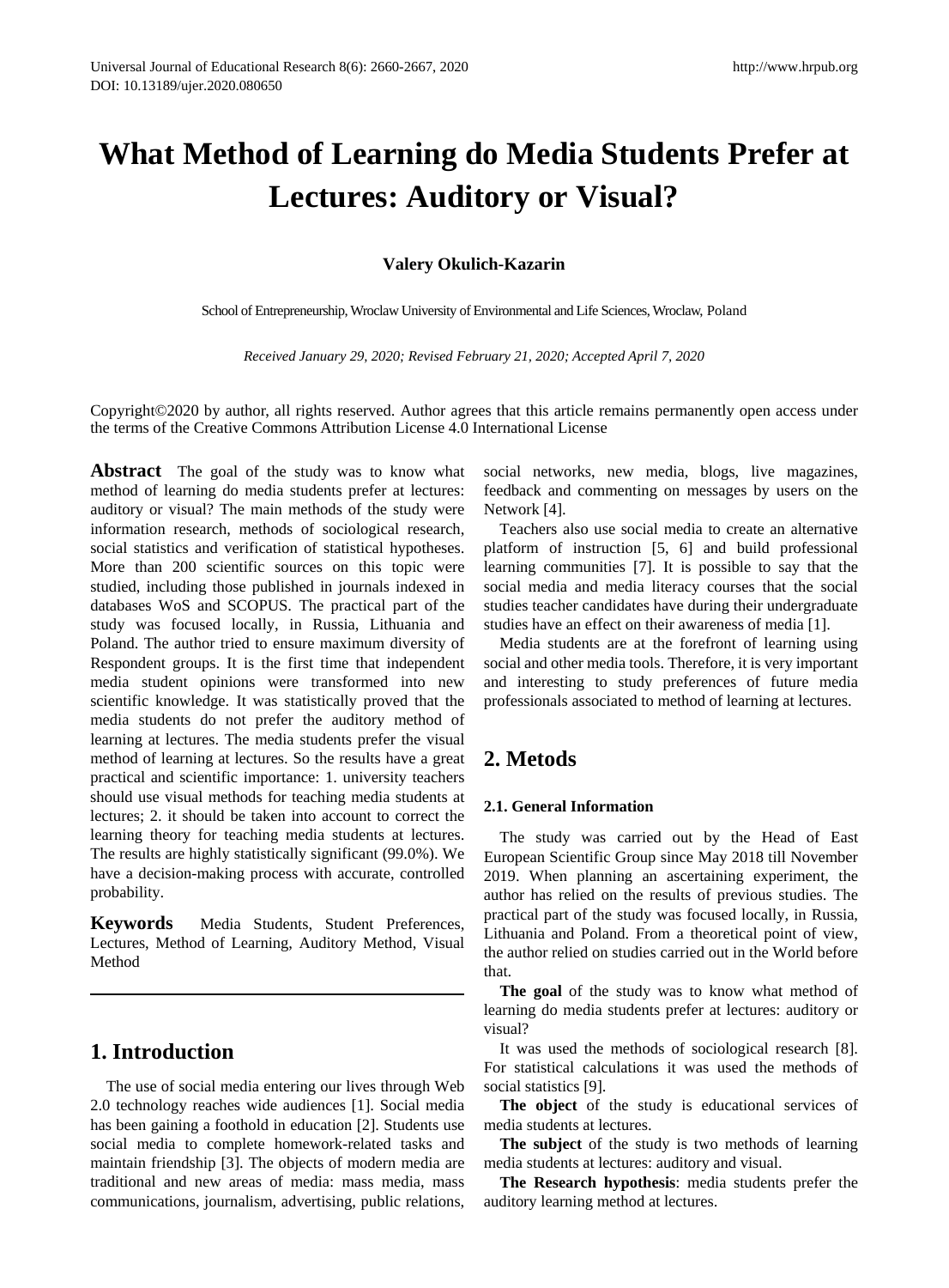# What Method of Learning do Media Students Prefer at Lectures: Auditory or Visual?

**Valery Okulich-Kazarin**

School of Entrepreneurship, Wroclaw University of Environmental and Life Sciences, Wroclaw, Poland

*Received January 29, 2020; Revised February 21, 2020; Accepted April 7, 2020*

Copyright©2020 by author, all rights reserved. Author agrees that this article remains permanently open access under the terms of the Creative Commons Attribution License 4.0 International License

**Abstract** The goal of the study was to know what method of learning do media students prefer at lectures: auditory or visual? The main methods of the study were information research, methods of sociological research, social statistics and verification of statistical hypotheses. More than 200 scientific sources on this topic were studied, including those published in journals indexed in databases WoS and SCOPUS. The practical part of the study was focused locally, in Russia, Lithuania and Poland. The author tried to ensure maximum diversity of Respondent groups. It is the first time that independent media student opinions were transformed into new scientific knowledge. It was statistically proved that the media students do not prefer the auditory method of learning at lectures. The media students prefer the visual method of learning at lectures. So the results have a great practical and scientific importance: 1. university teachers should use visual methods for teaching media students at lectures; 2. it should be taken into account to correct the learning theory for teaching media students at lectures. The results are highly statistically significant (99.0%). We have a decision-making process with accurate, controlled probability.

**Keywords** Media Students, Student Preferences, Lectures, Method of Learning, Auditory Method, Visual Method

## 1. Introduction

The use of social media entering our lives through Web 2.0 technology reaches wide audiences [1]. Social media has been gaining a foothold in education [2]. Students use social media to complete homework-related tasks and maintain friendship [3]. The objects of modern media are traditional and new areas of media: mass media, mass communications, journalism, advertising, public relations, social networks, new media, blogs, live magazines, feedback and commenting on messages by users on the Network [4].

Teachers also use social media to create an alternative platform of instruction [5, 6] and build professional learning communities [7]. It is possible to say that the social media and media literacy courses that the social studies teacher candidates have during their undergraduate studies have an effect on their awareness of media [1].

Media students are at the forefront of learning using social and other media tools. Therefore, it is very important and interesting to study preferences of future media professionals associated to method of learning at lectures.

## 2. Metods

### 2.1. General Information

The study was carried out by the Head of East European Scientific Group since May 2018 till November 2019. When planning an ascertaining experiment, the author has relied on the results of previous studies. The practical part of the study was focused locally, in Russia, Lithuania and Poland. From a theoretical point of view, the author relied on studies carried out in the World before that.

**The goal** of the study was to know what method of learning do media students prefer at lectures: auditory or visual?

It was used the methods of sociological research [8]. For statistical calculations it was used the methods of social statistics [9].

**The object** of the study is educational services of media students at lectures.

**The subject** of the study is two methods of learning media students at lectures: auditory and visual.

**The Research hypothesis**: media students prefer the auditory learning method at lectures.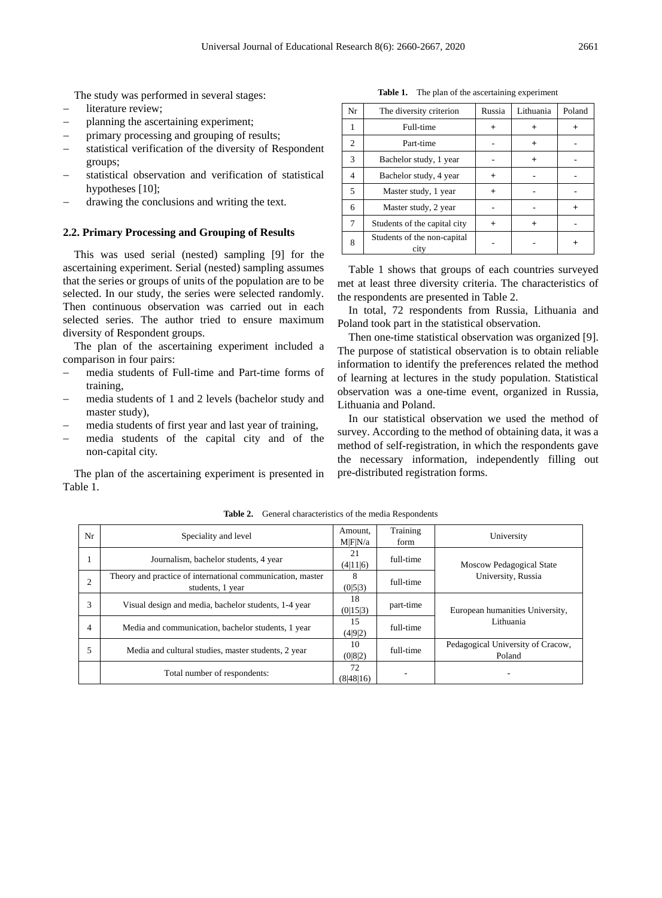The study was performed in several stages:

- literature review;
- planning the ascertaining experiment;
- primary processing and grouping of results;
- statistical verification of the diversity of Respondent groups;
- statistical observation and verification of statistical hypotheses [10];
- drawing the conclusions and writing the text.

### 2.2. Primary Processing and Grouping of Results

This was used serial (nested) sampling [9] for the ascertaining experiment. Serial (nested) sampling assumes that the series or groups of units of the population are to be selected. In our study, the series were selected randomly. Then continuous observation was carried out in each selected series. The author tried to ensure maximum diversity of Respondent groups.

The plan of the ascertaining experiment included a comparison in four pairs:

- media students of Full-time and Part-time forms of training,
- media students of 1 and 2 levels (bachelor study and master study),
- media students of first year and last year of training,
- media students of the capital city and of the non-capital city.

The plan of the ascertaining experiment is presented in Table 1.

**Table 1.** The plan of the ascertaining experiment

| Nr | The diversity criterion | Russia | Lithuania | Poland |
|---|---|---|---|---|
| 1 | Full-time | + | + | + |
| 2 | Part-time | - | + | - |
| 3 | Bachelor study, 1 year | - | + | - |
| 4 | Bachelor study, 4 year | + | - | - |
| 5 | Master study, 1 year | + | - | - |
| 6 | Master study, 2 year | - | - | + |
| 7 | Students of the capital city | + | + | - |
| 8 | Students of the non-capital city | - | - | + |

Table 1 shows that groups of each countries surveyed met at least three diversity criteria. The characteristics of the respondents are presented in Table 2.

In total, 72 respondents from Russia, Lithuania and Poland took part in the statistical observation.

Then one-time statistical observation was organized [9]. The purpose of statistical observation is to obtain reliable information to identify the preferences related the method of learning at lectures in the study population. Statistical observation was a one-time event, organized in Russia, Lithuania and Poland.

In our statistical observation we used the method of survey. According to the method of obtaining data, it was a method of self-registration, in which the respondents gave the necessary information, independently filling out pre-distributed registration forms.

**Table 2.** General characteristics of the media Respondents

| Nr | Speciality and level | Amount, M\|F\|N/a | Training form | University |
|---|---|---|---|---|
| 1 | Journalism, bachelor students, 4 year | 21 (4\|11\|6) | full-time | Moscow Pedagogical State University, Russia |
| 2 | Theory and practice of international communication, master students, 1 year | 8 (0\|5\|3) | full-time | |
| 3 | Visual design and media, bachelor students, 1-4 year | 18 (0\|15\|3) | part-time | European humanities University, Lithuania |
| 4 | Media and communication, bachelor students, 1 year | 15 (4\|9\|2) | full-time | |
| 5 | Media and cultural studies, master students, 2 year | 10 (0\|8\|2) | full-time | Pedagogical University of Cracow, Poland |
| | Total number of respondents: | 72 (8\|48\|16) | - | - |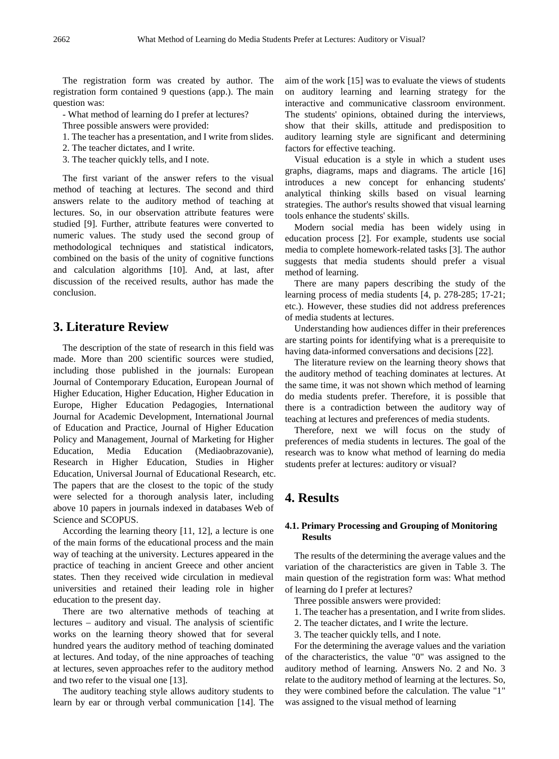The registration form was created by author. The registration form contained 9 questions (app.). The main question was:

- What method of learning do I prefer at lectures?

Three possible answers were provided:

1. The teacher has a presentation, and I write from slides.
2. The teacher dictates, and I write.
3. The teacher quickly tells, and I note.

The first variant of the answer refers to the visual method of teaching at lectures. The second and third answers relate to the auditory method of teaching at lectures. So, in our observation attribute features were studied [9]. Further, attribute features were converted to numeric values. The study used the second group of methodological techniques and statistical indicators, combined on the basis of the unity of cognitive functions and calculation algorithms [10]. And, at last, after discussion of the received results, author has made the conclusion.

## 3. Literature Review

The description of the state of research in this field was made. More than 200 scientific sources were studied, including those published in the journals: European Journal of Contemporary Education, European Journal of Higher Education, Higher Education, Higher Education in Europe, Higher Education Pedagogies, International Journal for Academic Development, International Journal of Education and Practice, Journal of Higher Education Policy and Management, Journal of Marketing for Higher Education, Media Education (Mediaobrazovanie), Research in Higher Education, Studies in Higher Education, Universal Journal of Educational Research, etc. The papers that are the closest to the topic of the study were selected for a thorough analysis later, including above 10 papers in journals indexed in databases Web of Science and SCOPUS.

According the learning theory [11, 12], a lecture is one of the main forms of the educational process and the main way of teaching at the university. Lectures appeared in the practice of teaching in ancient Greece and other ancient states. Then they received wide circulation in medieval universities and retained their leading role in higher education to the present day.

There are two alternative methods of teaching at lectures – auditory and visual. The analysis of scientific works on the learning theory showed that for several hundred years the auditory method of teaching dominated at lectures. And today, of the nine approaches of teaching at lectures, seven approaches refer to the auditory method and two refer to the visual one [13].

The auditory teaching style allows auditory students to learn by ear or through verbal communication [14]. The aim of the work [15] was to evaluate the views of students on auditory learning and learning strategy for the interactive and communicative classroom environment. The students' opinions, obtained during the interviews, show that their skills, attitude and predisposition to auditory learning style are significant and determining factors for effective teaching.

Visual education is a style in which a student uses graphs, diagrams, maps and diagrams. The article [16] introduces a new concept for enhancing students' analytical thinking skills based on visual learning strategies. The author's results showed that visual learning tools enhance the students' skills.

Modern social media has been widely using in education process [2]. For example, students use social media to complete homework-related tasks [3]. The author suggests that media students should prefer a visual method of learning.

There are many papers describing the study of the learning process of media students [4, p. 278-285; 17-21; etc.). However, these studies did not address preferences of media students at lectures.

Understanding how audiences differ in their preferences are starting points for identifying what is a prerequisite to having data-informed conversations and decisions [22].

The literature review on the learning theory shows that the auditory method of teaching dominates at lectures. At the same time, it was not shown which method of learning do media students prefer. Therefore, it is possible that there is a contradiction between the auditory way of teaching at lectures and preferences of media students.

Therefore, next we will focus on the study of preferences of media students in lectures. The goal of the research was to know what method of learning do media students prefer at lectures: auditory or visual?

## 4. Results

### 4.1. Primary Processing and Grouping of Monitoring Results

The results of the determining the average values and the variation of the characteristics are given in Table 3. The main question of the registration form was: What method of learning do I prefer at lectures?

Three possible answers were provided:

1. The teacher has a presentation, and I write from slides.
2. The teacher dictates, and I write the lecture.
3. The teacher quickly tells, and I note.

For the determining the average values and the variation of the characteristics, the value "0" was assigned to the auditory method of learning. Answers No. 2 and No. 3 relate to the auditory method of learning at the lectures. So, they were combined before the calculation. The value "1" was assigned to the visual method of learning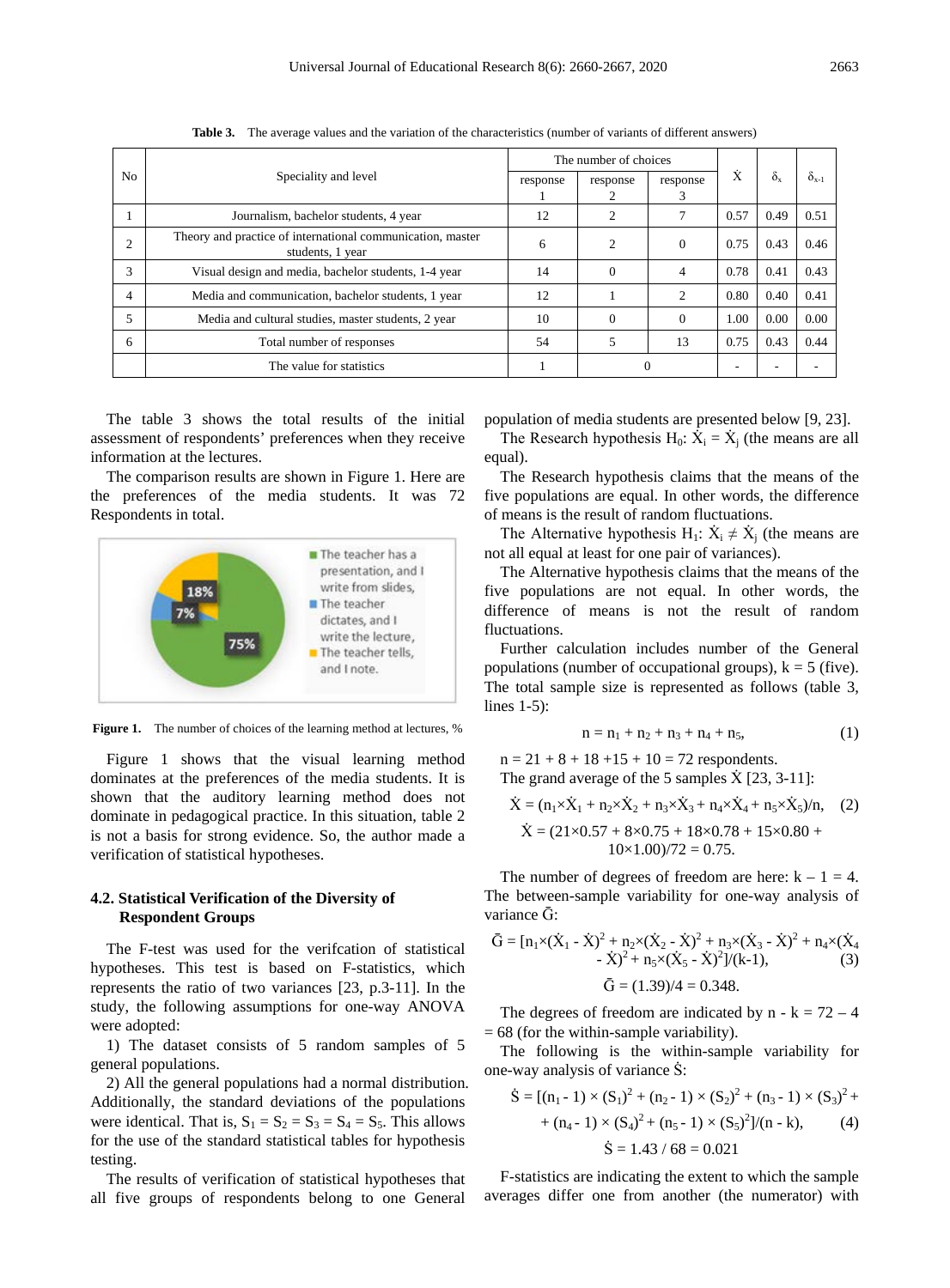**Table 3.** The average values and the variation of the characteristics (number of variants of different answers)

| No | Speciality and level | The number of choices | | | $\dot{X}$ | $\delta_x$ | $\delta_{x-1}$ |
|---|---|---|---|---|---|---|---|
| | | response 1 | response 2 | response 3 | | | |
| 1 | Journalism, bachelor students, 4 year | 12 | 2 | 7 | 0.57 | 0.49 | 0.51 |
| 2 | Theory and practice of international communication, master students, 1 year | 6 | 2 | 0 | 0.75 | 0.43 | 0.46 |
| 3 | Visual design and media, bachelor students, 1-4 year | 14 | 0 | 4 | 0.78 | 0.41 | 0.43 |
| 4 | Media and communication, bachelor students, 1 year | 12 | 1 | 2 | 0.80 | 0.40 | 0.41 |
| 5 | Media and cultural studies, master students, 2 year | 10 | 0 | 0 | 1.00 | 0.00 | 0.00 |
| 6 | Total number of responses | 54 | 5 | 13 | 0.75 | 0.43 | 0.44 |
| | The value for statistics | 1 | 0 | | - | - | - |

The table 3 shows the total results of the initial assessment of respondents' preferences when they receive information at the lectures.

The comparison results are shown in Figure 1. Here are the preferences of the media students. It was 72 Respondents in total.

**Figure 1.** The number of choices of the learning method at lectures, %

Figure 1 shows that the visual learning method dominates at the preferences of the media students. It is shown that the auditory learning method does not dominate in pedagogical practice. In this situation, table 2 is not a basis for strong evidence. So, the author made a verification of statistical hypotheses.

### 4.2. Statistical Verification of the Diversity of Respondent Groups

The F-test was used for the verifcation of statistical hypotheses. This test is based on F-statistics, which represents the ratio of two variances [23, p.3-11]. In the study, the following assumptions for one-way ANOVA were adopted:

1) The dataset consists of 5 random samples of 5 general populations.

2) All the general populations had a normal distribution. Additionally, the standard deviations of the populations were identical. That is, $S_1 = S_2 = S_3 = S_4 = S_5$. This allows for the use of the standard statistical tables for hypothesis testing.

The results of verification of statistical hypotheses that all five groups of respondents belong to one General population of media students are presented below [9, 23].

The Research hypothesis $H_0$: $\dot{X}_i = \dot{X}_j$ (the means are all equal).

The Research hypothesis claims that the means of the five populations are equal. In other words, the difference of means is the result of random fluctuations.

The Alternative hypothesis $H_1$: $\dot{X}_i \neq \dot{X}_j$ (the means are not all equal at least for one pair of variances).

The Alternative hypothesis claims that the means of the five populations are not equal. In other words, the difference of means is not the result of random fluctuations.

Further calculation includes number of the General populations (number of occupational groups), k = 5 (five). The total sample size is represented as follows (table 3, lines 1-5):

$$n = n_1 + n_2 + n_3 + n_4 + n_5, \qquad (1)$$

n = 21 + 8 + 18 +15 + 10 = 72 respondents.

The grand average of the 5 samples $\dot{X}$ [23, 3-11]:

$$\dot{X} = (n_1 \times \dot{X}_1 + n_2 \times \dot{X}_2 + n_3 \times \dot{X}_3 + n_4 \times \dot{X}_4 + n_5 \times \dot{X}_5)/n, \qquad (2)$$

$$\dot{X} = (21 \times 0.57 + 8 \times 0.75 + 18 \times 0.78 + 15 \times 0.80 + 10 \times 1.00)/72 = 0.75.$$

The number of degrees of freedom are here: k – 1 = 4. The between-sample variability for one-way analysis of variance $\bar{G}$:

$$\bar{G} = [n_1 \times (\dot{X}_1 - \dot{X})^2 + n_2 \times (\dot{X}_2 - \dot{X})^2 + n_3 \times (\dot{X}_3 - \dot{X})^2 + n_4 \times (\dot{X}_4 - \dot{X})^2 + n_5 \times (\dot{X}_5 - \dot{X})^2]/(k-1), \qquad (3)$$

$$\bar{G} = (1.39)/4 = 0.348.$$

The degrees of freedom are indicated by n - k = 72 – 4 = 68 (for the within-sample variability).

The following is the within-sample variability for one-way analysis of variance $\dot{S}$:

$$\dot{S} = [(n_1 - 1) \times (S_1)^2 + (n_2 - 1) \times (S_2)^2 + (n_3 - 1) \times (S_3)^2 + (n_4 - 1) \times (S_4)^2 + (n_5 - 1) \times (S_5)^2]/(n - k), \qquad (4)$$

$$\dot{S} = 1.43 / 68 = 0.021$$

F-statistics are indicating the extent to which the sample averages differ one from another (the numerator) with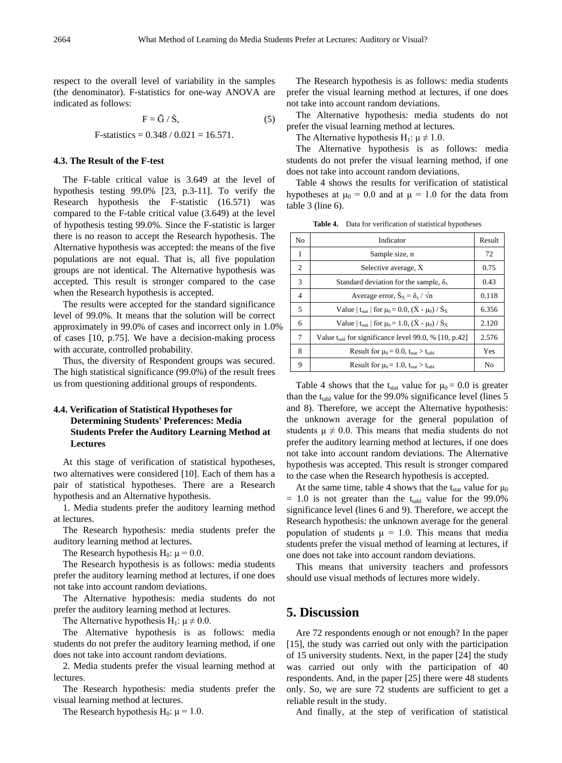respect to the overall level of variability in the samples (the denominator). F-statistics for one-way ANOVA are indicated as follows:

$$F = \bar{G} / \dot{S}, \quad (5)$$

$$\text{F-statistics} = 0.348 / 0.021 = 16.571.$$

### 4.3. The Result of the F-test

The F-table critical value is 3.649 at the level of hypothesis testing 99.0% [23, p.3-11]. To verify the Research hypothesis the F-statistic (16.571) was compared to the F-table critical value (3.649) at the level of hypothesis testing 99.0%. Since the F-statistic is larger there is no reason to accept the Research hypothesis. The Alternative hypothesis was accepted: the means of the five populations are not equal. That is, all five population groups are not identical. The Alternative hypothesis was accepted. This result is stronger compared to the case when the Research hypothesis is accepted.

The results were accepted for the standard significance level of 99.0%. It means that the solution will be correct approximately in 99.0% of cases and incorrect only in 1.0% of cases [10, p.75]. We have a decision-making process with accurate, controlled probability.

Thus, the diversity of Respondent groups was secured. The high statistical significance (99.0%) of the result frees us from questioning additional groups of respondents.

### 4.4. Verification of Statistical Hypotheses for Determining Students' Preferences: Media Students Prefer the Auditory Learning Method at Lectures

At this stage of verification of statistical hypotheses, two alternatives were considered [10]. Each of them has a pair of statistical hypotheses. There are a Research hypothesis and an Alternative hypothesis.

1. Media students prefer the auditory learning method at lectures.

The Research hypothesis: media students prefer the auditory learning method at lectures.

The Research hypothesis $H_0$: $\mu = 0.0$.

The Research hypothesis is as follows: media students prefer the auditory learning method at lectures, if one does not take into account random deviations.

The Alternative hypothesis: media students do not prefer the auditory learning method at lectures.

The Alternative hypothesis $H_1$: $\mu \neq 0.0$.

The Alternative hypothesis is as follows: media students do not prefer the auditory learning method, if one does not take into account random deviations.

2. Media students prefer the visual learning method at lectures.

The Research hypothesis: media students prefer the visual learning method at lectures.

The Research hypothesis $H_0$: $\mu = 1.0$.

The Research hypothesis is as follows: media students prefer the visual learning method at lectures, if one does not take into account random deviations.

The Alternative hypothesis: media students do not prefer the visual learning method at lectures.

The Alternative hypothesis $H_1$: $\mu \neq 1.0$.

The Alternative hypothesis is as follows: media students do not prefer the visual learning method, if one does not take into account random deviations.

Table 4 shows the results for verification of statistical hypotheses at $\mu_0 = 0.0$ and at $\mu = 1.0$ for the data from table 3 (line 6).

**Table 4.** Data for verification of statistical hypotheses

| No | Indicator | Result |
|---|---|---|
| 1 | Sample size, n | 72 |
| 2 | Selective average, $\dot{X}$ | 0.75 |
| 3 | Standard deviation for the sample, $\delta_x$ | 0.43 |
| 4 | Average error, $\dot{S}_X = \delta_x / \sqrt{n}$ | 0.118 |
| 5 | Value $\mid t_{stat} \mid$ for $\mu_0 = 0.0$, $(\dot{X} - \mu_0) / \dot{S}_X$ | 6.356 |
| 6 | Value $\mid t_{stat} \mid$ for $\mu_0 = 1.0$, $(\dot{X} - \mu_0) / \dot{S}_X$ | 2.120 |
| 7 | Value $t_{tabl}$ for significance level 99.0, % [10, p.42] | 2.576 |
| 8 | Result for $\mu_0 = 0.0$, $t_{stat} > t_{tabl}$ | Yes |
| 9 | Result for $\mu_0 = 1.0$, $t_{stat} > t_{tabl}$ | No |

Table 4 shows that the $t_{stat}$ value for $\mu_0 = 0.0$ is greater than the $t_{tabl}$ value for the 99.0% significance level (lines 5 and 8). Therefore, we accept the Alternative hypothesis: the unknown average for the general population of students $\mu \neq 0.0$. This means that media students do not prefer the auditory learning method at lectures, if one does not take into account random deviations. The Alternative hypothesis was accepted. This result is stronger compared to the case when the Research hypothesis is accepted.

At the same time, table 4 shows that the $t_{stat}$ value for $\mu_0 = 1.0$ is not greater than the $t_{tabl}$ value for the 99.0% significance level (lines 6 and 9). Therefore, we accept the Research hypothesis: the unknown average for the general population of students $\mu = 1.0$. This means that media students prefer the visual method of learning at lectures, if one does not take into account random deviations.

This means that university teachers and professors should use visual methods of lectures more widely.

## 5. Discussion

Are 72 respondents enough or not enough? In the paper [15], the study was carried out only with the participation of 15 university students. Next, in the paper [24] the study was carried out only with the participation of 40 respondents. And, in the paper [25] there were 48 students only. So, we are sure 72 students are sufficient to get a reliable result in the study.

And finally, at the step of verification of statistical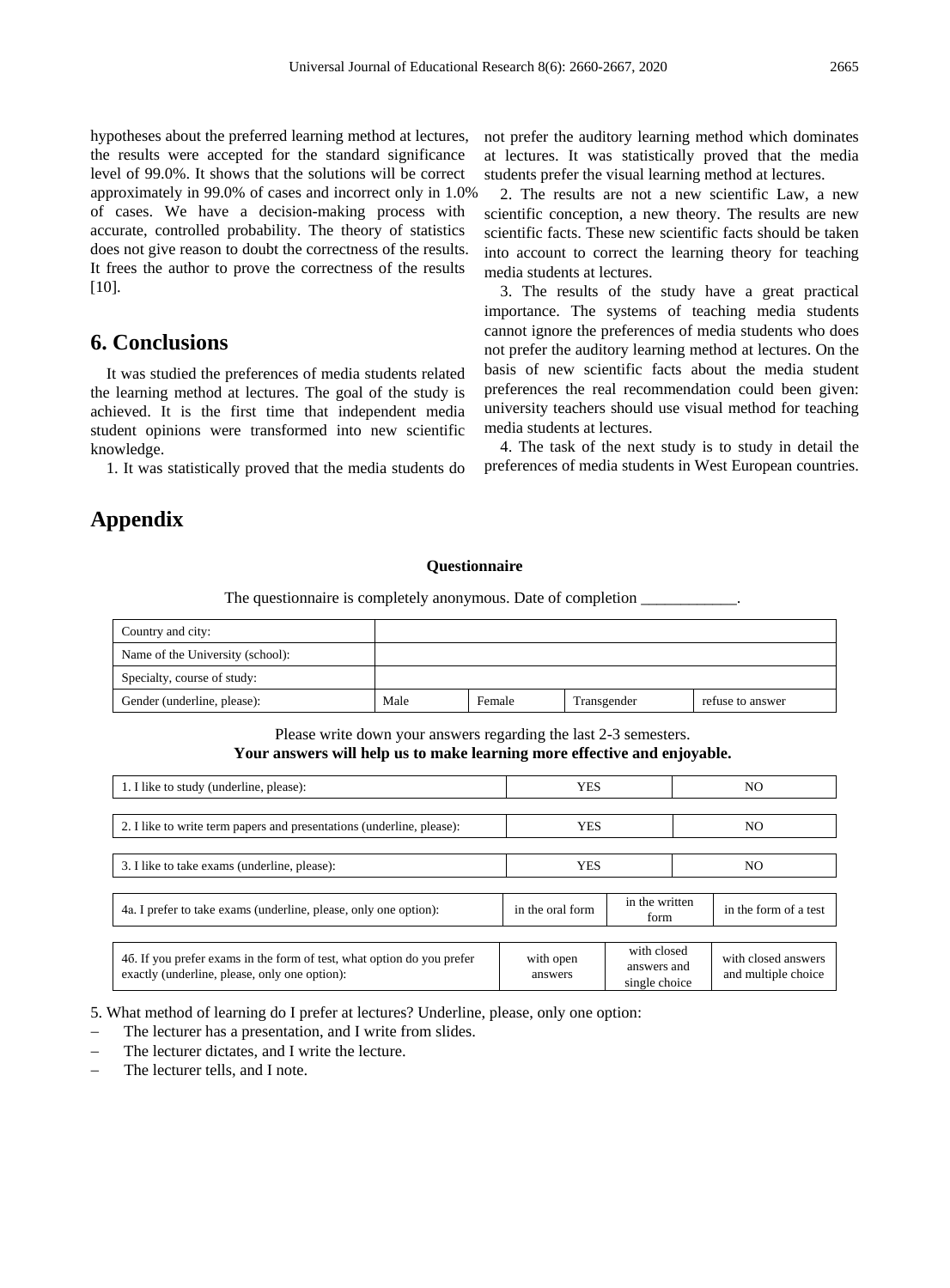hypotheses about the preferred learning method at lectures, the results were accepted for the standard significance level of 99.0%. It shows that the solutions will be correct approximately in 99.0% of cases and incorrect only in 1.0% of cases. We have a decision-making process with accurate, controlled probability. The theory of statistics does not give reason to doubt the correctness of the results. It frees the author to prove the correctness of the results [10].

## 6. Conclusions

It was studied the preferences of media students related the learning method at lectures. The goal of the study is achieved. It is the first time that independent media student opinions were transformed into new scientific knowledge.

1. It was statistically proved that the media students do not prefer the auditory learning method which dominates at lectures. It was statistically proved that the media students prefer the visual learning method at lectures.

2. The results are not a new scientific Law, a new scientific conception, a new theory. The results are new scientific facts. These new scientific facts should be taken into account to correct the learning theory for teaching media students at lectures.

3. The results of the study have a great practical importance. The systems of teaching media students cannot ignore the preferences of media students who does not prefer the auditory learning method at lectures. On the basis of new scientific facts about the media student preferences the real recommendation could been given: university teachers should use visual method for teaching media students at lectures.

4. The task of the next study is to study in detail the preferences of media students in West European countries.

## Appendix

**Questionnaire**

The questionnaire is completely anonymous. Date of completion ____________.

| Country and city: | | | | |
|---|---|---|---|---|
| Name of the University (school): | | | | |
| Specialty, course of study: | | | | |
| Gender (underline, please): | Male | Female | Transgender | refuse to answer |

Please write down your answers regarding the last 2-3 semesters.
**Your answers will help us to make learning more effective and enjoyable.**

| 1. I like to study (underline, please): | YES | NO |
|---|---|---|

| 2. I like to write term papers and presentations (underline, please): | YES | NO |
|---|---|---|

| 3. I like to take exams (underline, please): | YES | NO |
|---|---|---|

| 4a. I prefer to take exams (underline, please, only one option): | in the oral form | in the written form | in the form of a test |
|---|---|---|---|

| 4б. If you prefer exams in the form of test, what option do you prefer exactly (underline, please, only one option): | with open answers | with closed answers and single choice | with closed answers and multiple choice |
|---|---|---|---|

5. What method of learning do I prefer at lectures? Underline, please, only one option:

- The lecturer has a presentation, and I write from slides.
- The lecturer dictates, and I write the lecture.
- The lecturer tells, and I note.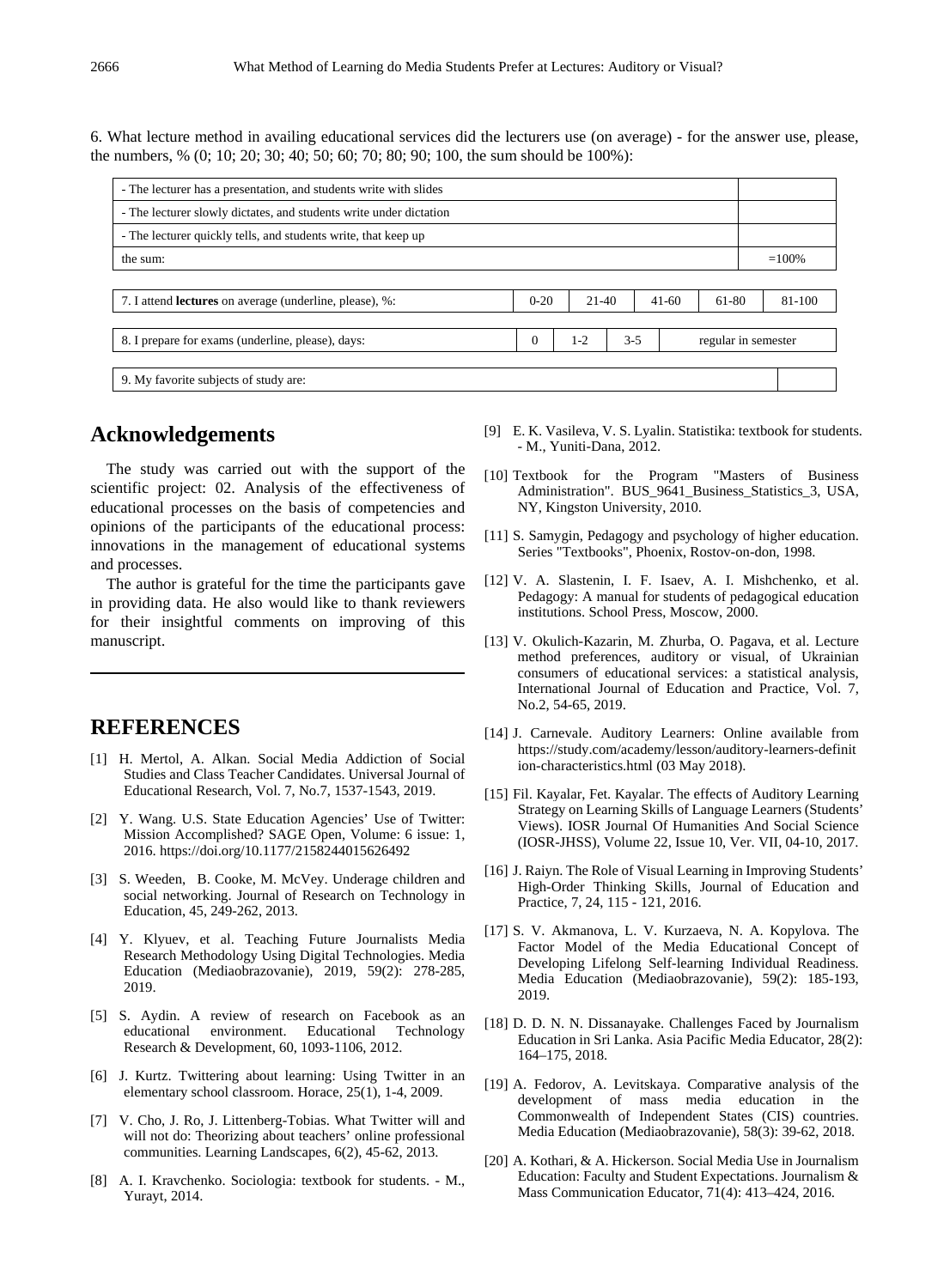6. What lecture method in availing educational services did the lecturers use (on average) - for the answer use, please, the numbers, % (0; 10; 20; 30; 40; 50; 60; 70; 80; 90; 100, the sum should be 100%):

| | |
|---|---|
| - The lecturer has a presentation, and students write with slides | |
| - The lecturer slowly dictates, and students write under dictation | |
| - The lecturer quickly tells, and students write, that keep up | |
| the sum: | =100% |

| | | | | | |
|---|---|---|---|---|---|
| 7. I attend **lectures** on average (underline, please), %: | 0-20 | 21-40 | 41-60 | 61-80 | 81-100 |

| | | | | |
|---|---|---|---|---|
| 8. I prepare for exams (underline, please), days: | 0 | 1-2 | 3-5 | regular in semester |

| | |
|---|---|
| 9. My favorite subjects of study are: | |

## Acknowledgements

The study was carried out with the support of the scientific project: 02. Analysis of the effectiveness of educational processes on the basis of competencies and opinions of the participants of the educational process: innovations in the management of educational systems and processes.

The author is grateful for the time the participants gave in providing data. He also would like to thank reviewers for their insightful comments on improving of this manuscript.

## REFERENCES

[1] H. Mertol, A. Alkan. Social Media Addiction of Social Studies and Class Teacher Candidates. Universal Journal of Educational Research, Vol. 7, No.7, 1537-1543, 2019.

[2] Y. Wang. U.S. State Education Agencies' Use of Twitter: Mission Accomplished? SAGE Open, Volume: 6 issue: 1, 2016. https://doi.org/10.1177/2158244015626492

[3] S. Weeden, B. Cooke, M. McVey. Underage children and social networking. Journal of Research on Technology in Education, 45, 249-262, 2013.

[4] Y. Klyuev, et al. Teaching Future Journalists Media Research Methodology Using Digital Technologies. Media Education (Mediaobrazovanie), 2019, 59(2): 278-285, 2019.

[5] S. Aydin. A review of research on Facebook as an educational environment. Educational Technology Research & Development, 60, 1093-1106, 2012.

[6] J. Kurtz. Twittering about learning: Using Twitter in an elementary school classroom. Horace, 25(1), 1-4, 2009.

[7] V. Cho, J. Ro, J. Littenberg-Tobias. What Twitter will and will not do: Theorizing about teachers' online professional communities. Learning Landscapes, 6(2), 45-62, 2013.

[8] A. I. Kravchenko. Sociologia: textbook for students. - M., Yurayt, 2014.

[9] E. K. Vasileva, V. S. Lyalin. Statistika: textbook for students. - M., Yuniti-Dana, 2012.

[10] Textbook for the Program "Masters of Business Administration". BUS_9641_Business_Statistics_3, USA, NY, Kingston University, 2010.

[11] S. Samygin, Pedagogy and psychology of higher education. Series "Textbooks", Phoenix, Rostov-on-don, 1998.

[12] V. A. Slastenin, I. F. Isaev, A. I. Mishchenko, et al. Pedagogy: A manual for students of pedagogical education institutions. School Press, Moscow, 2000.

[13] V. Okulich-Kazarin, M. Zhurba, O. Pagava, et al. Lecture method preferences, auditory or visual, of Ukrainian consumers of educational services: a statistical analysis, International Journal of Education and Practice, Vol. 7, No.2, 54-65, 2019.

[14] J. Carnevale. Auditory Learners: Online available from https://study.com/academy/lesson/auditory-learners-definition-characteristics.html (03 May 2018).

[15] Fil. Kayalar, Fet. Kayalar. The effects of Auditory Learning Strategy on Learning Skills of Language Learners (Students' Views). IOSR Journal Of Humanities And Social Science (IOSR-JHSS), Volume 22, Issue 10, Ver. VII, 04-10, 2017.

[16] J. Raiyn. The Role of Visual Learning in Improving Students' High-Order Thinking Skills, Journal of Education and Practice, 7, 24, 115 - 121, 2016.

[17] S. V. Akmanova, L. V. Kurzaeva, N. A. Kopylova. The Factor Model of the Media Educational Concept of Developing Lifelong Self-learning Individual Readiness. Media Education (Mediaobrazovanie), 59(2): 185-193, 2019.

[18] D. D. N. N. Dissanayake. Challenges Faced by Journalism Education in Sri Lanka. Asia Pacific Media Educator, 28(2): 164–175, 2018.

[19] A. Fedorov, A. Levitskaya. Comparative analysis of the development of mass media education in the Commonwealth of Independent States (CIS) countries. Media Education (Mediaobrazovanie), 58(3): 39-62, 2018.

[20] A. Kothari, & A. Hickerson. Social Media Use in Journalism Education: Faculty and Student Expectations. Journalism & Mass Communication Educator, 71(4): 413–424, 2016.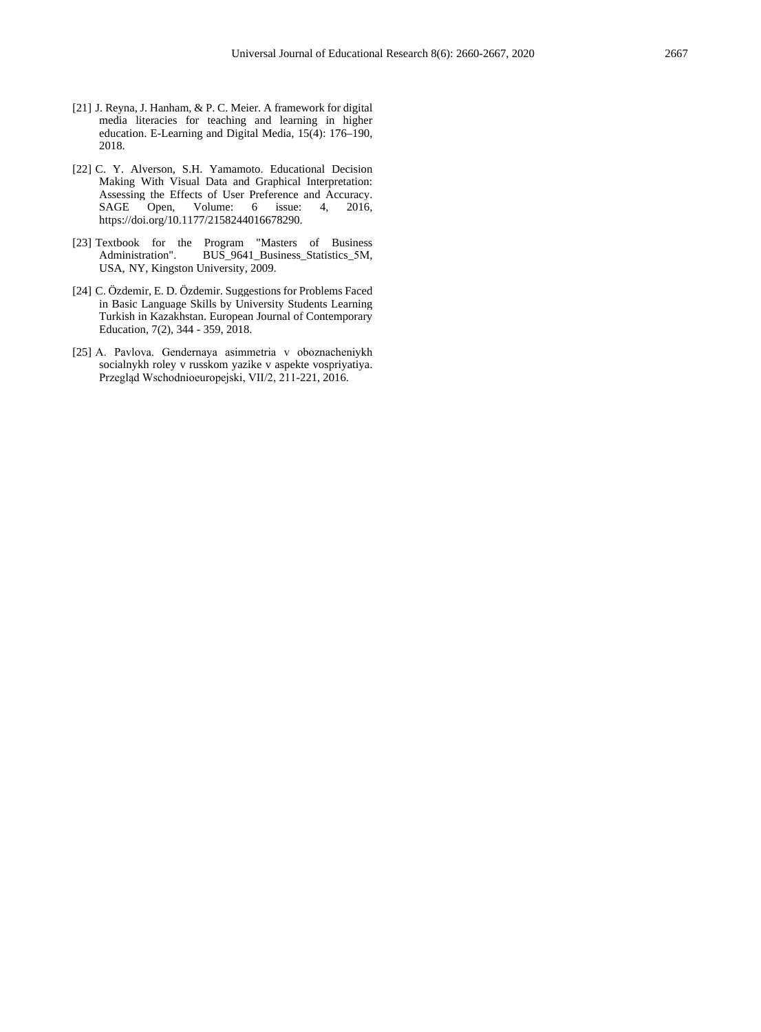[21] J. Reyna, J. Hanham, & P. C. Meier. A framework for digital media literacies for teaching and learning in higher education. E-Learning and Digital Media, 15(4): 176–190, 2018.

[22] C. Y. Alverson, S.H. Yamamoto. Educational Decision Making With Visual Data and Graphical Interpretation: Assessing the Effects of User Preference and Accuracy. SAGE Open, Volume: 6 issue: 4, 2016, https://doi.org/10.1177/2158244016678290.

[23] Textbook for the Program "Masters of Business Administration". BUS_9641_Business_Statistics_5M, USA, NY, Kingston University, 2009.

[24] C. Özdemir, E. D. Özdemir. Suggestions for Problems Faced in Basic Language Skills by University Students Learning Turkish in Kazakhstan. European Journal of Contemporary Education, 7(2), 344 - 359, 2018.

[25] A. Pavlova. Gendernaya asimmetria v oboznacheniykh socialnykh roley v russkom yazike v aspekte vospriyatiya. Przegląd Wschodnioeuropejski, VII/2, 211-221, 2016.